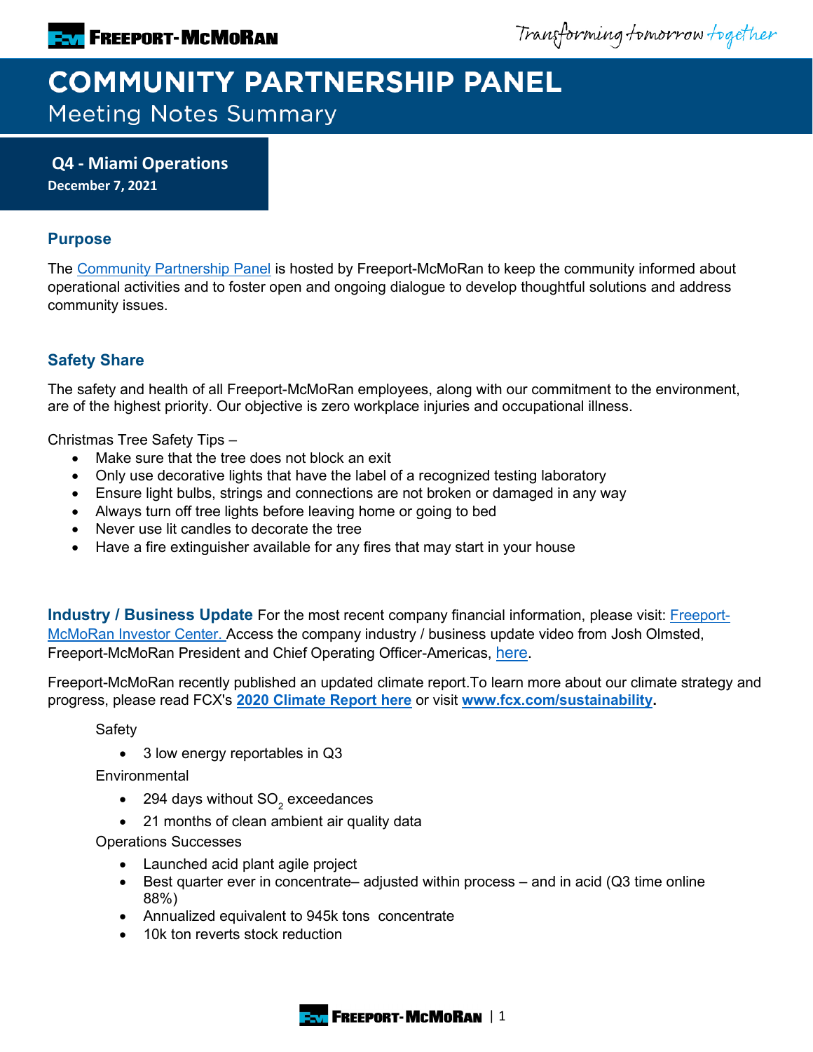# COMMUNITY PARTNERSHIP PANEL

## Meeting Notes Summary

**Q4 - Miami Operations**
**December 7, 2021**

### Purpose

The Community Partnership Panel is hosted by Freeport-McMoRan to keep the community informed about operational activities and to foster open and ongoing dialogue to develop thoughtful solutions and address community issues.

### Safety Share

The safety and health of all Freeport-McMoRan employees, along with our commitment to the environment, are of the highest priority. Our objective is zero workplace injuries and occupational illness.

Christmas Tree Safety Tips –

- Make sure that the tree does not block an exit
- Only use decorative lights that have the label of a recognized testing laboratory
- Ensure light bulbs, strings and connections are not broken or damaged in any way
- Always turn off tree lights before leaving home or going to bed
- Never use lit candles to decorate the tree
- Have a fire extinguisher available for any fires that may start in your house

**Industry / Business Update** For the most recent company financial information, please visit: Freeport-McMoRan Investor Center. Access the company industry / business update video from Josh Olmsted, Freeport-McMoRan President and Chief Operating Officer-Americas, here.

Freeport-McMoRan recently published an updated climate report.To learn more about our climate strategy and progress, please read FCX's **2020 Climate Report here** or visit **www.fcx.com/sustainability.**

Safety

- 3 low energy reportables in Q3

Environmental

- 294 days without $SO_2$ exceedances
- 21 months of clean ambient air quality data

Operations Successes

- Launched acid plant agile project
- Best quarter ever in concentrate– adjusted within process – and in acid (Q3 time online 88%)
- Annualized equivalent to 945k tons concentrate
- 10k ton reverts stock reduction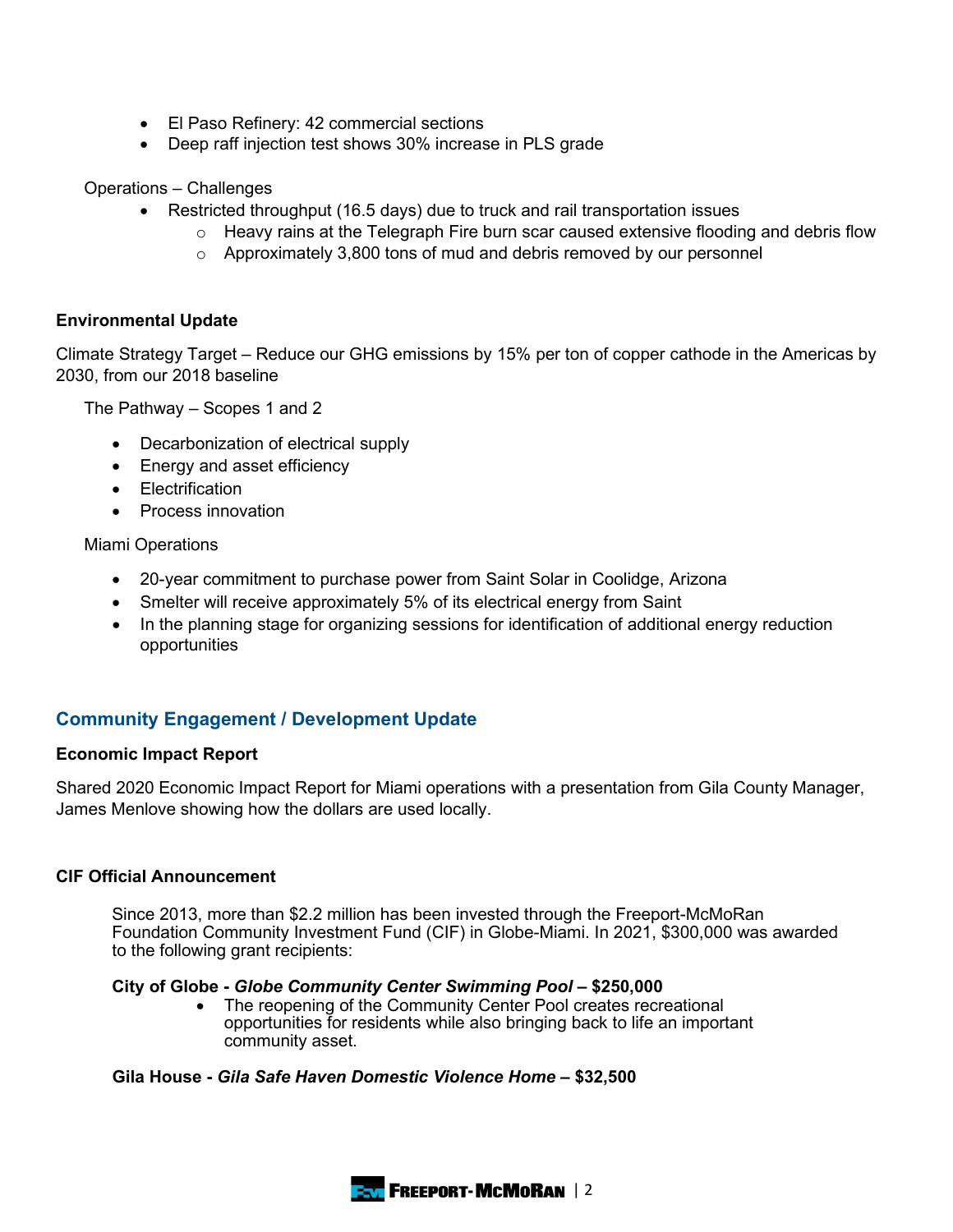- El Paso Refinery: 42 commercial sections
- Deep raff injection test shows 30% increase in PLS grade

Operations – Challenges

- Restricted throughput (16.5 days) due to truck and rail transportation issues
  - Heavy rains at the Telegraph Fire burn scar caused extensive flooding and debris flow
  - Approximately 3,800 tons of mud and debris removed by our personnel

**Environmental Update**

Climate Strategy Target – Reduce our GHG emissions by 15% per ton of copper cathode in the Americas by 2030, from our 2018 baseline

The Pathway – Scopes 1 and 2

- Decarbonization of electrical supply
- Energy and asset efficiency
- Electrification
- Process innovation

Miami Operations

- 20-year commitment to purchase power from Saint Solar in Coolidge, Arizona
- Smelter will receive approximately 5% of its electrical energy from Saint
- In the planning stage for organizing sessions for identification of additional energy reduction opportunities

## Community Engagement / Development Update

**Economic Impact Report**

Shared 2020 Economic Impact Report for Miami operations with a presentation from Gila County Manager, James Menlove showing how the dollars are used locally.

**CIF Official Announcement**

Since 2013, more than $2.2 million has been invested through the Freeport-McMoRan Foundation Community Investment Fund (CIF) in Globe-Miami. In 2021, $300,000 was awarded to the following grant recipients:

**City of Globe - *Globe Community Center Swimming Pool* – $250,000**

- The reopening of the Community Center Pool creates recreational opportunities for residents while also bringing back to life an important community asset.

**Gila House - *Gila Safe Haven Domestic Violence Home* – $32,500**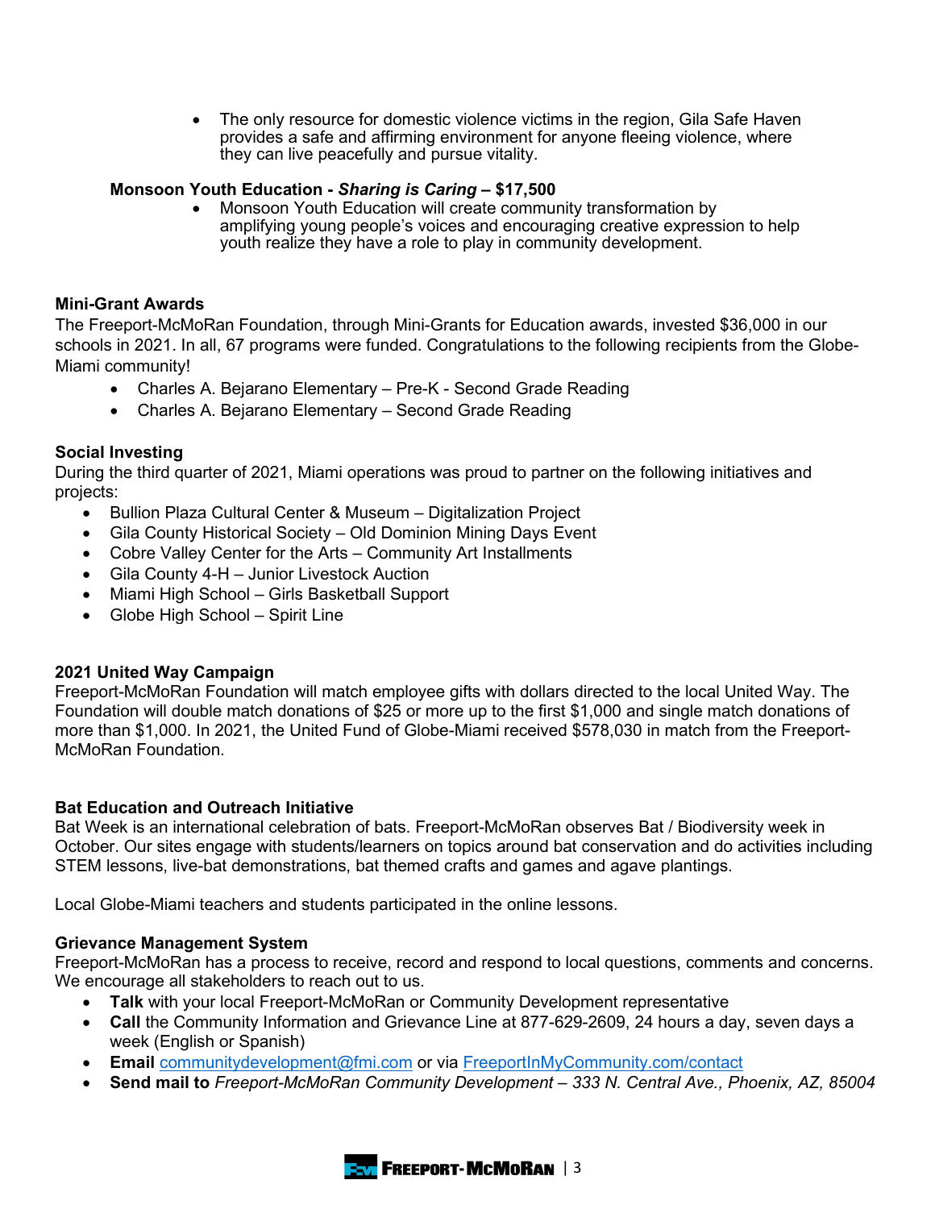- The only resource for domestic violence victims in the region, Gila Safe Haven provides a safe and affirming environment for anyone fleeing violence, where they can live peacefully and pursue vitality.

**Monsoon Youth Education - *Sharing is Caring* – $17,500**

- Monsoon Youth Education will create community transformation by amplifying young people's voices and encouraging creative expression to help youth realize they have a role to play in community development.

**Mini-Grant Awards**

The Freeport-McMoRan Foundation, through Mini-Grants for Education awards, invested $36,000 in our schools in 2021. In all, 67 programs were funded. Congratulations to the following recipients from the Globe-Miami community!

- Charles A. Bejarano Elementary – Pre-K - Second Grade Reading
- Charles A. Bejarano Elementary – Second Grade Reading

**Social Investing**

During the third quarter of 2021, Miami operations was proud to partner on the following initiatives and projects:

- Bullion Plaza Cultural Center & Museum – Digitalization Project
- Gila County Historical Society – Old Dominion Mining Days Event
- Cobre Valley Center for the Arts – Community Art Installments
- Gila County 4-H – Junior Livestock Auction
- Miami High School – Girls Basketball Support
- Globe High School – Spirit Line

**2021 United Way Campaign**

Freeport-McMoRan Foundation will match employee gifts with dollars directed to the local United Way. The Foundation will double match donations of $25 or more up to the first $1,000 and single match donations of more than $1,000. In 2021, the United Fund of Globe-Miami received $578,030 in match from the Freeport-McMoRan Foundation.

**Bat Education and Outreach Initiative**

Bat Week is an international celebration of bats. Freeport-McMoRan observes Bat / Biodiversity week in October. Our sites engage with students/learners on topics around bat conservation and do activities including STEM lessons, live-bat demonstrations, bat themed crafts and games and agave plantings.

Local Globe-Miami teachers and students participated in the online lessons.

**Grievance Management System**

Freeport-McMoRan has a process to receive, record and respond to local questions, comments and concerns. We encourage all stakeholders to reach out to us.

- **Talk** with your local Freeport-McMoRan or Community Development representative
- **Call** the Community Information and Grievance Line at 877-629-2609, 24 hours a day, seven days a week (English or Spanish)
- **Email** communitydevelopment@fmi.com or via FreeportInMyCommunity.com/contact
- **Send mail to** *Freeport-McMoRan Community Development – 333 N. Central Ave., Phoenix, AZ, 85004*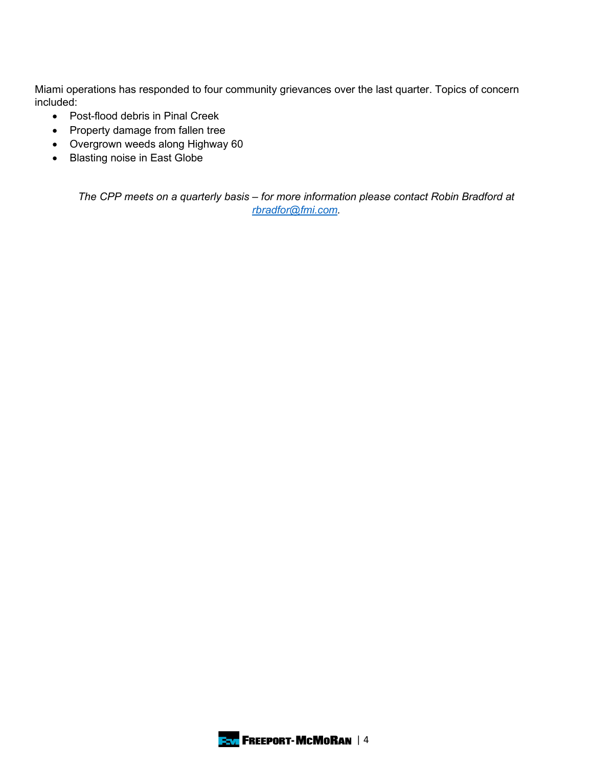Miami operations has responded to four community grievances over the last quarter. Topics of concern included:

- Post-flood debris in Pinal Creek
- Property damage from fallen tree
- Overgrown weeds along Highway 60
- Blasting noise in East Globe

*The CPP meets on a quarterly basis – for more information please contact Robin Bradford at [rbradfor@fmi.com](mailto:rbradfor@fmi.com).*